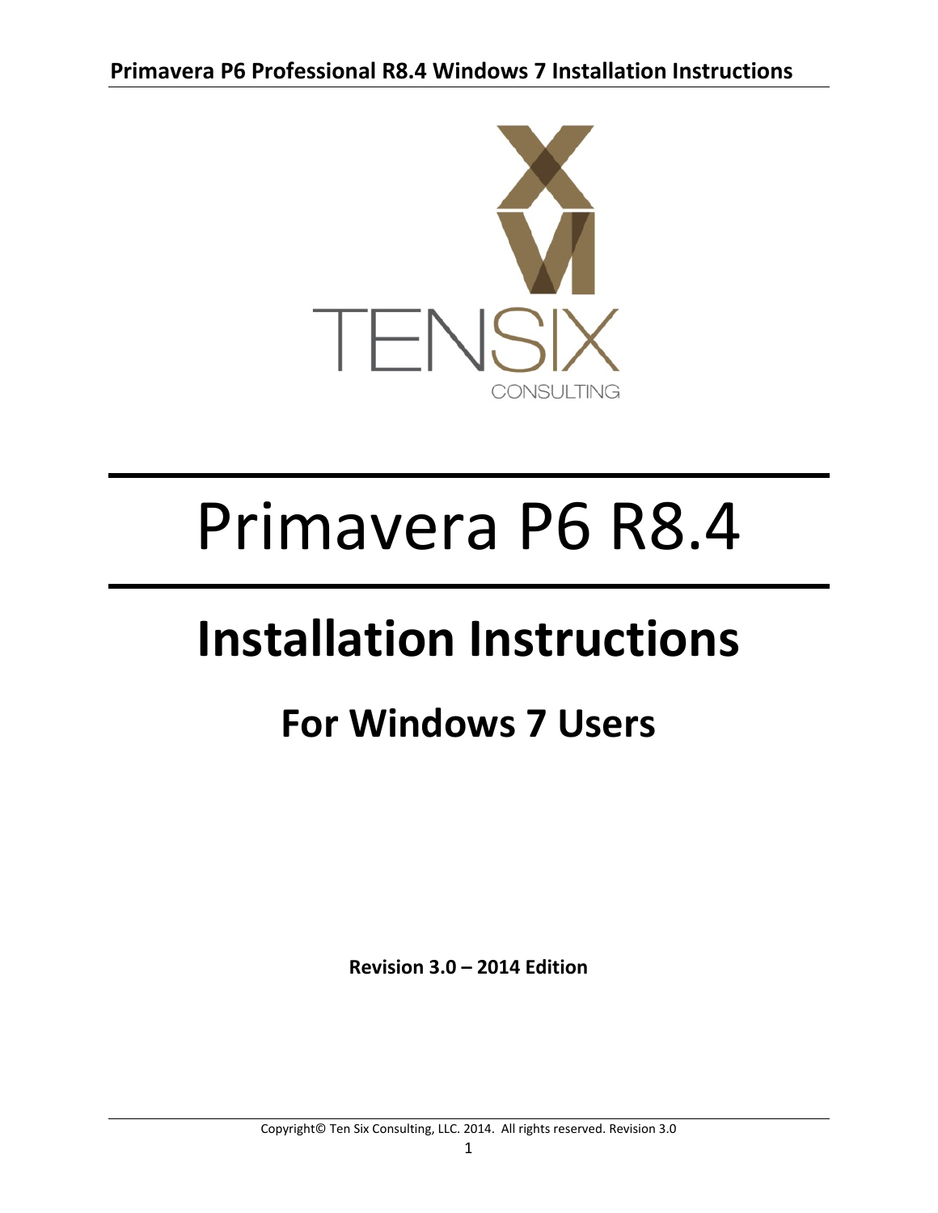# Primavera P6 R8.4

## Installation Instructions

### For Windows 7 Users

**Revision 3.0 – 2014 Edition**

Copyright© Ten Six Consulting, LLC. 2014. All rights reserved. Revision 3.0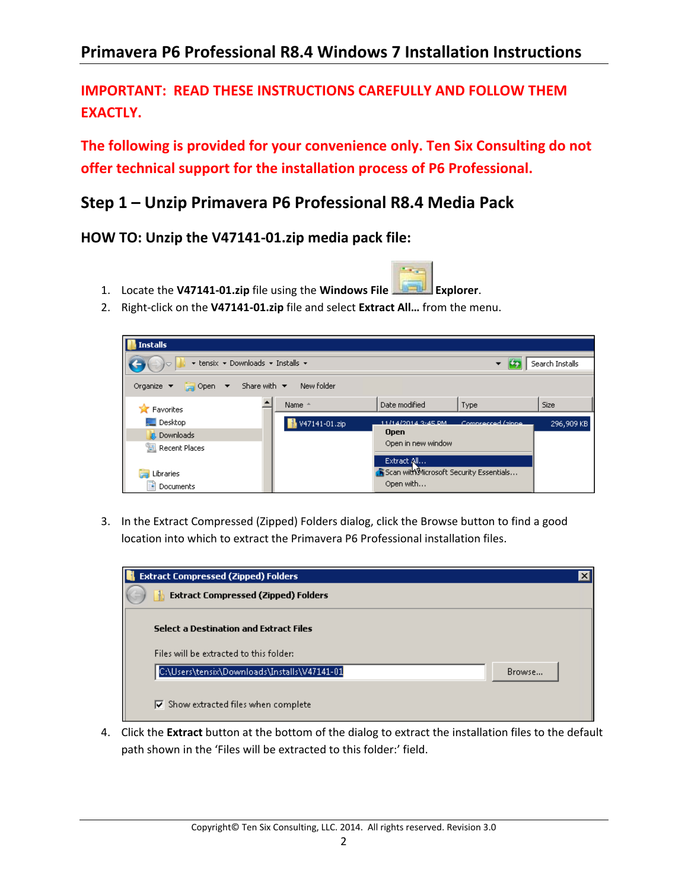# Primavera P6 Professional R8.4 Windows 7 Installation Instructions

**IMPORTANT: READ THESE INSTRUCTIONS CAREFULLY AND FOLLOW THEM EXACTLY.**

**The following is provided for your convenience only. Ten Six Consulting do not offer technical support for the installation process of P6 Professional.**

## Step 1 – Unzip Primavera P6 Professional R8.4 Media Pack

### HOW TO: Unzip the V47141-01.zip media pack file:

1. Locate the **V47141-01.zip** file using the **Windows File Explorer**.
2. Right-click on the **V47141-01.zip** file and select **Extract All…** from the menu.
3. In the Extract Compressed (Zipped) Folders dialog, click the Browse button to find a good location into which to extract the Primavera P6 Professional installation files.
4. Click the **Extract** button at the bottom of the dialog to extract the installation files to the default path shown in the 'Files will be extracted to this folder:' field.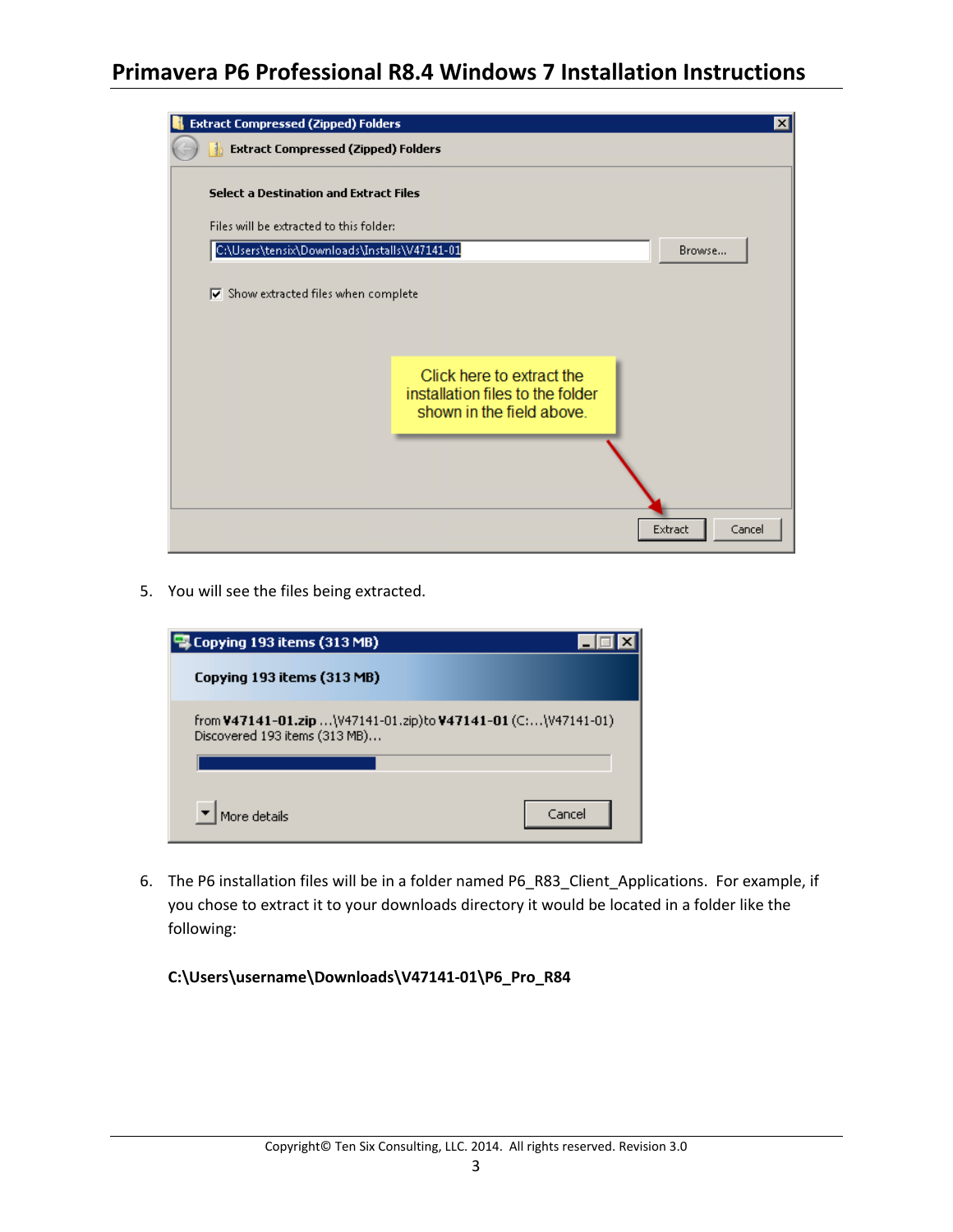5. You will see the files being extracted.

6. The P6 installation files will be in a folder named P6_R83_Client_Applications. For example, if you chose to extract it to your downloads directory it would be located in a folder like the following:

   **C:\Users\username\Downloads\V47141-01\P6_Pro_R84**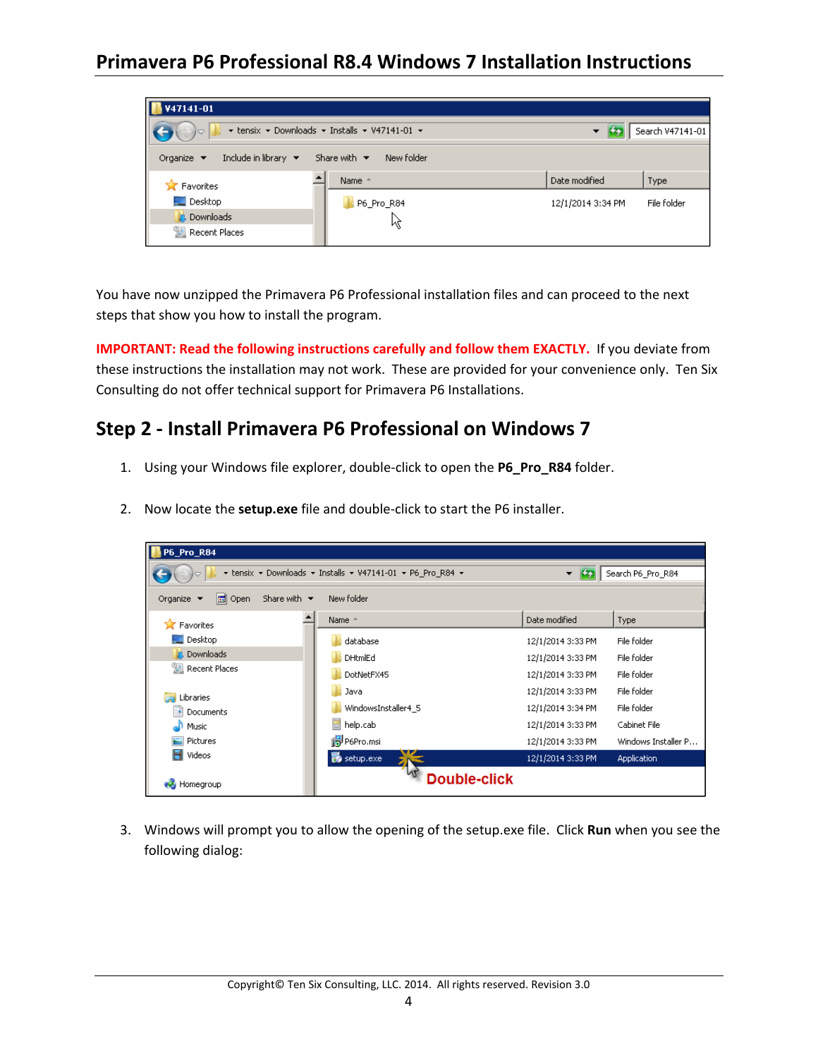You have now unzipped the Primavera P6 Professional installation files and can proceed to the next steps that show you how to install the program.

**IMPORTANT: Read the following instructions carefully and follow them EXACTLY.** If you deviate from these instructions the installation may not work. These are provided for your convenience only. Ten Six Consulting do not offer technical support for Primavera P6 Installations.

## Step 2 - Install Primavera P6 Professional on Windows 7

1. Using your Windows file explorer, double-click to open the **P6_Pro_R84** folder.

2. Now locate the **setup.exe** file and double-click to start the P6 installer.

3. Windows will prompt you to allow the opening of the setup.exe file. Click **Run** when you see the following dialog: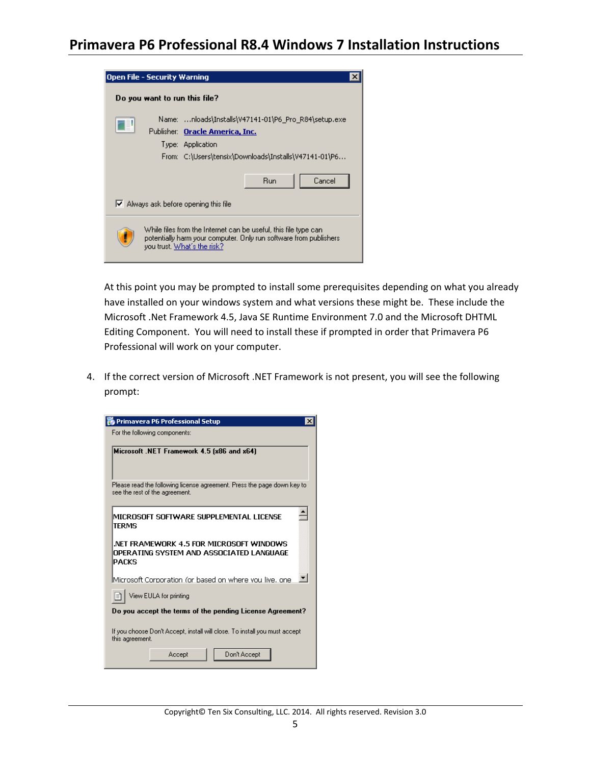At this point you may be prompted to install some prerequisites depending on what you already have installed on your windows system and what versions these might be. These include the Microsoft .Net Framework 4.5, Java SE Runtime Environment 7.0 and the Microsoft DHTML Editing Component. You will need to install these if prompted in order that Primavera P6 Professional will work on your computer.

4. If the correct version of Microsoft .NET Framework is not present, you will see the following prompt: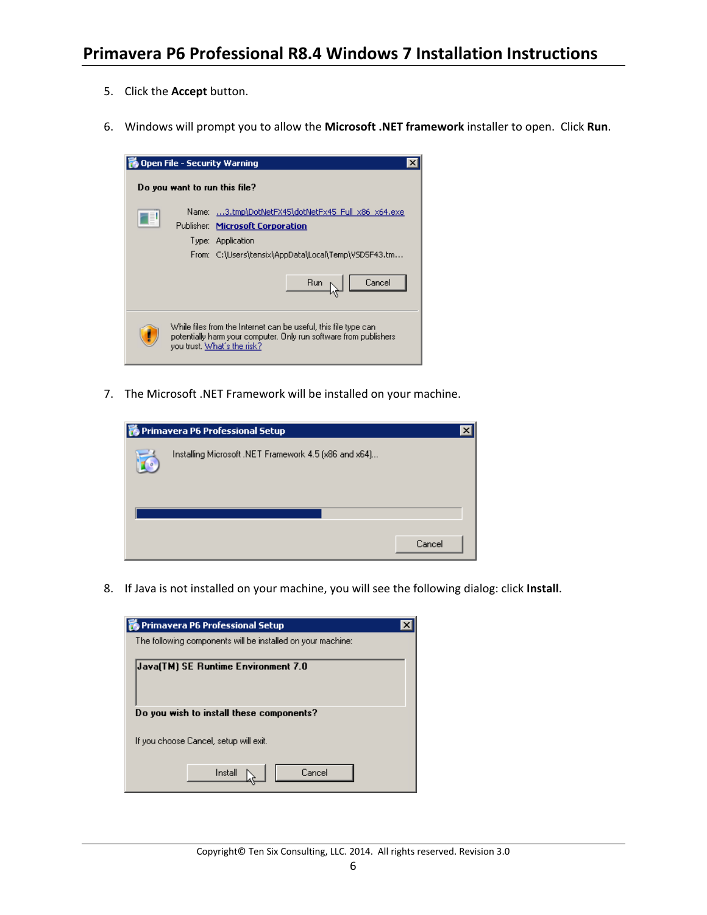5. Click the **Accept** button.

6. Windows will prompt you to allow the **Microsoft .NET framework** installer to open. Click **Run**.

7. The Microsoft .NET Framework will be installed on your machine.

8. If Java is not installed on your machine, you will see the following dialog: click **Install**.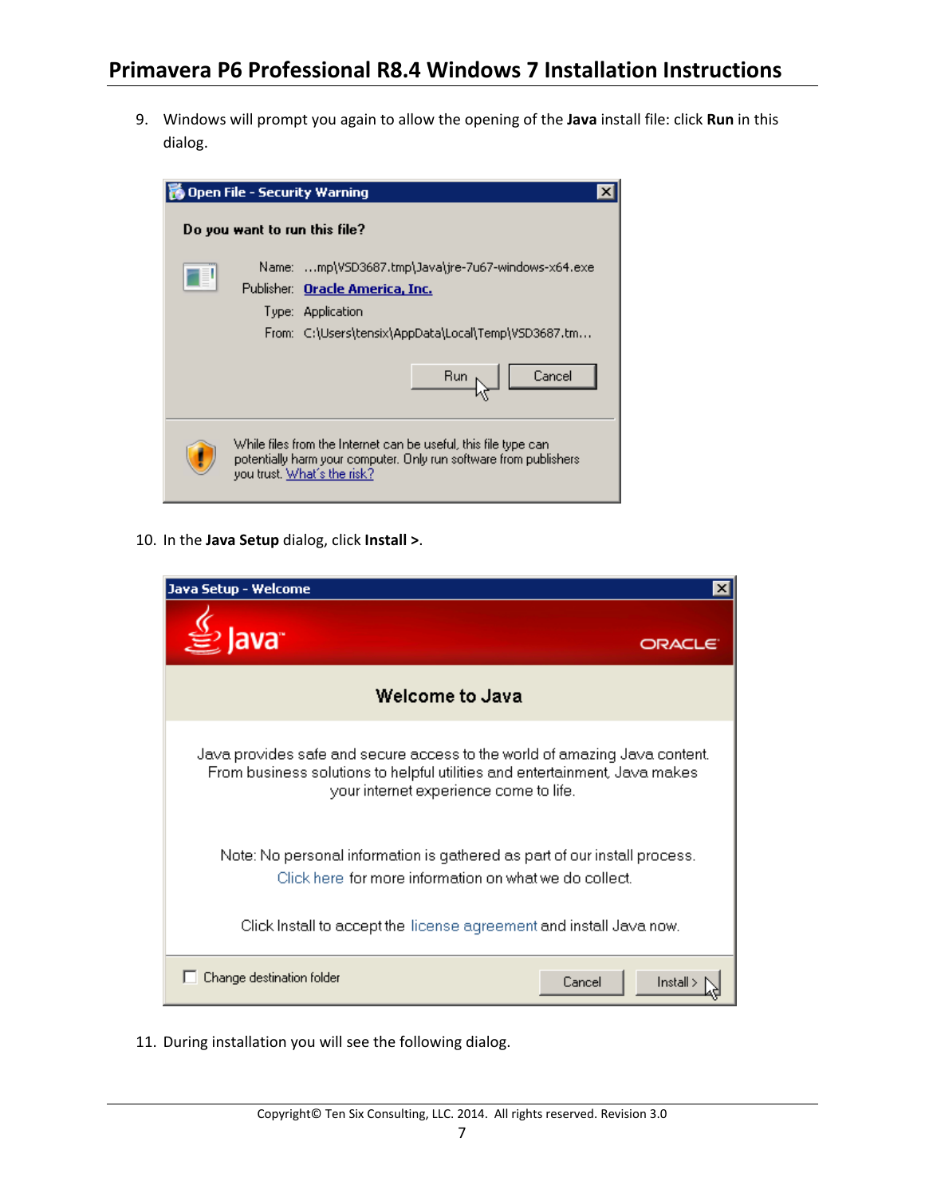9. Windows will prompt you again to allow the opening of the **Java** install file: click **Run** in this dialog.

10. In the **Java Setup** dialog, click **Install >**.

11. During installation you will see the following dialog.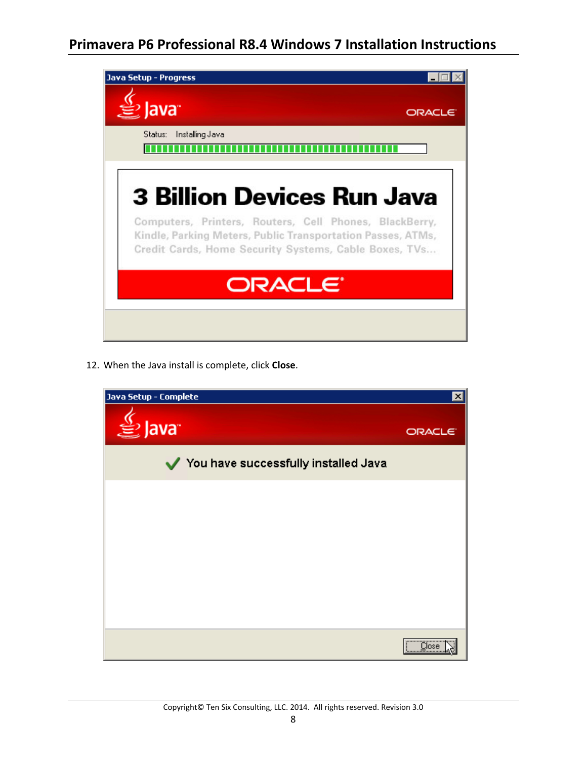12. When the Java install is complete, click **Close**.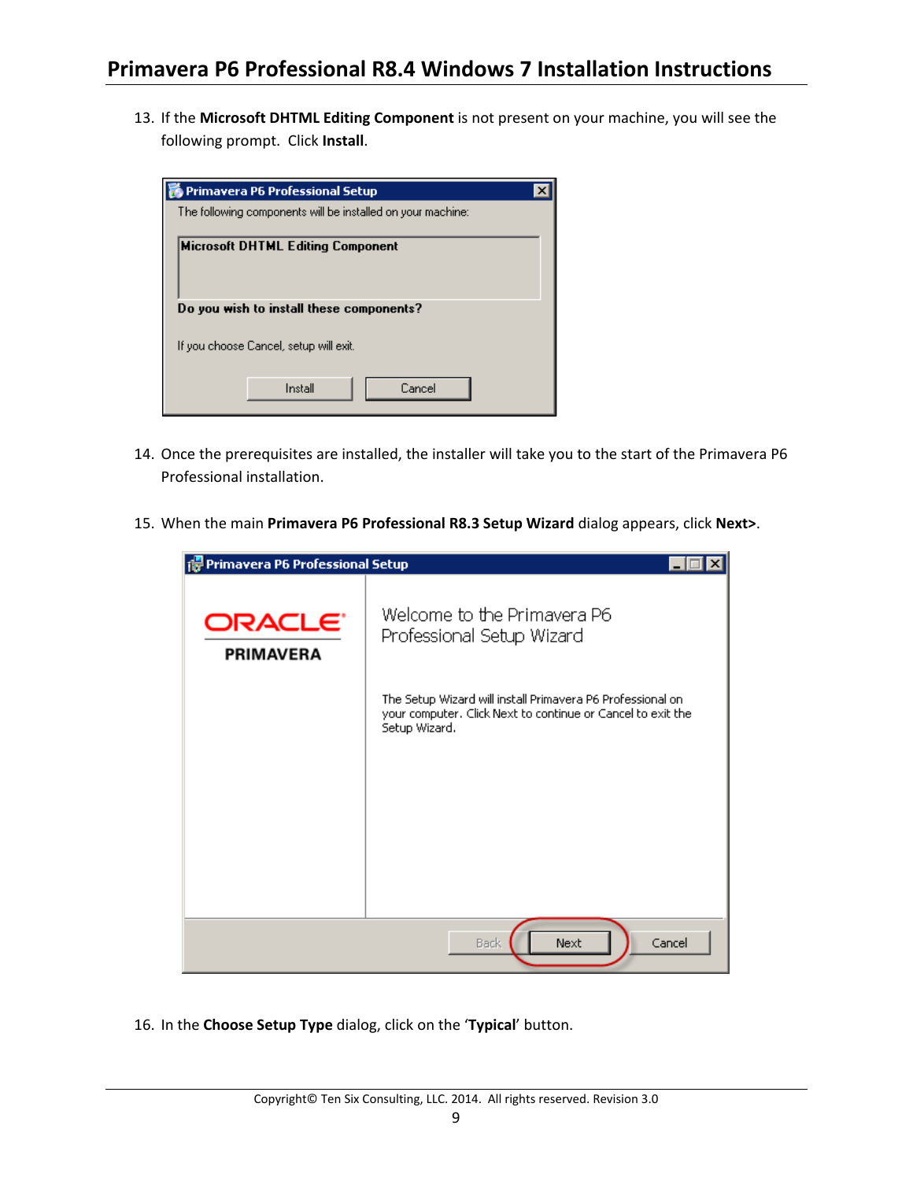13. If the **Microsoft DHTML Editing Component** is not present on your machine, you will see the following prompt. Click **Install**.

14. Once the prerequisites are installed, the installer will take you to the start of the Primavera P6 Professional installation.

15. When the main **Primavera P6 Professional R8.3 Setup Wizard** dialog appears, click **Next>**.

16. In the **Choose Setup Type** dialog, click on the '**Typical**' button.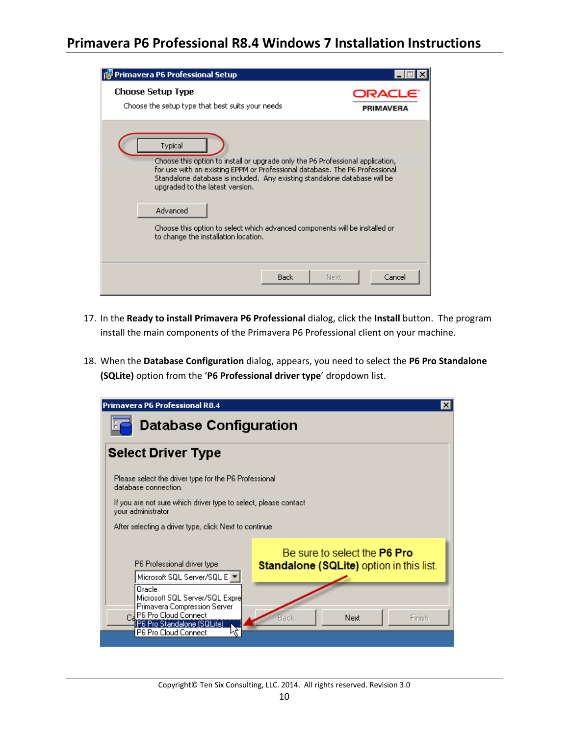17. In the **Ready to install Primavera P6 Professional** dialog, click the **Install** button. The program install the main components of the Primavera P6 Professional client on your machine.

18. When the **Database Configuration** dialog, appears, you need to select the **P6 Pro Standalone (SQLite)** option from the '**P6 Professional driver type**' dropdown list.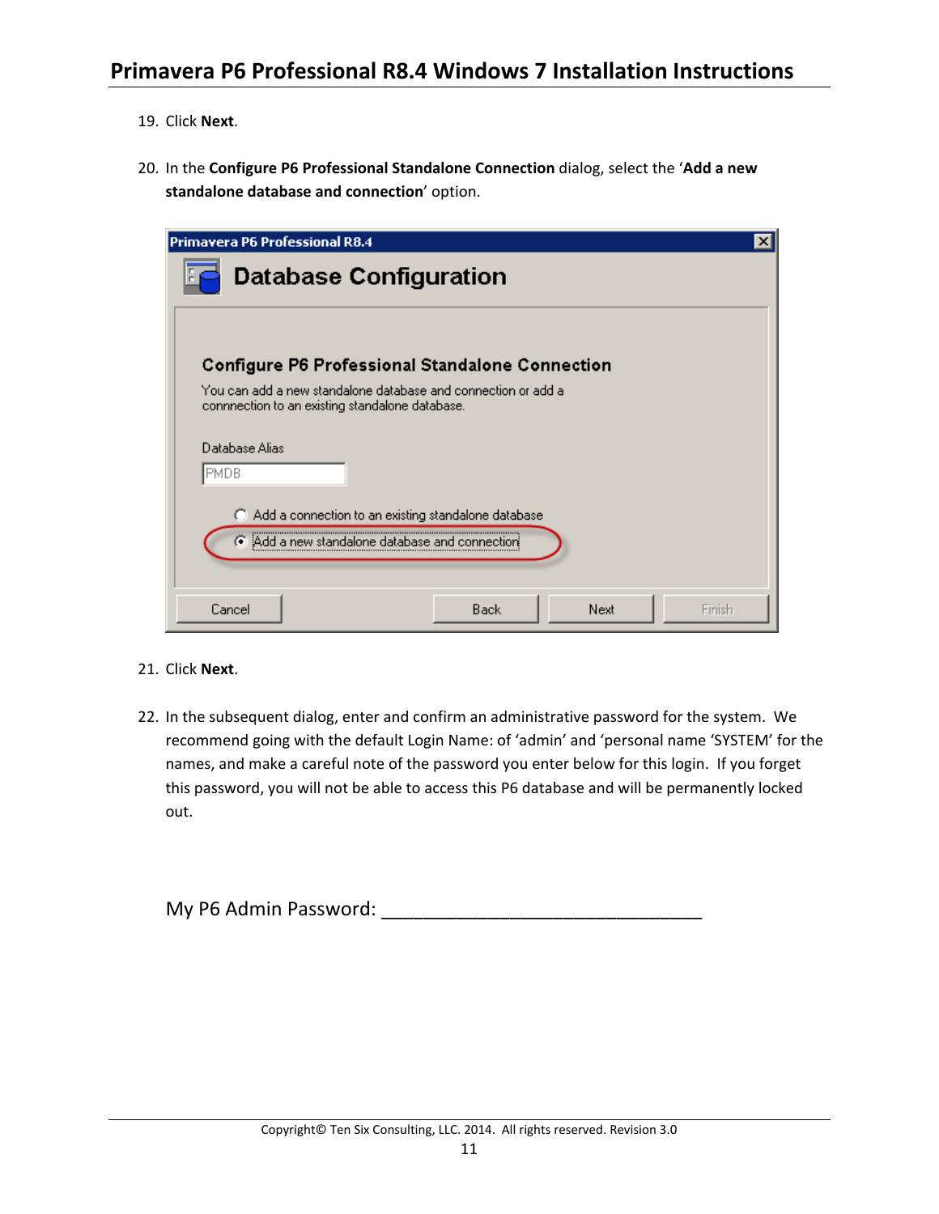19. Click **Next**.

20. In the **Configure P6 Professional Standalone Connection** dialog, select the '**Add a new standalone database and connection**' option.

21. Click **Next**.

22. In the subsequent dialog, enter and confirm an administrative password for the system. We recommend going with the default Login Name: of 'admin' and 'personal name 'SYSTEM' for the names, and make a careful note of the password you enter below for this login. If you forget this password, you will not be able to access this P6 database and will be permanently locked out.

My P6 Admin Password: ________________________________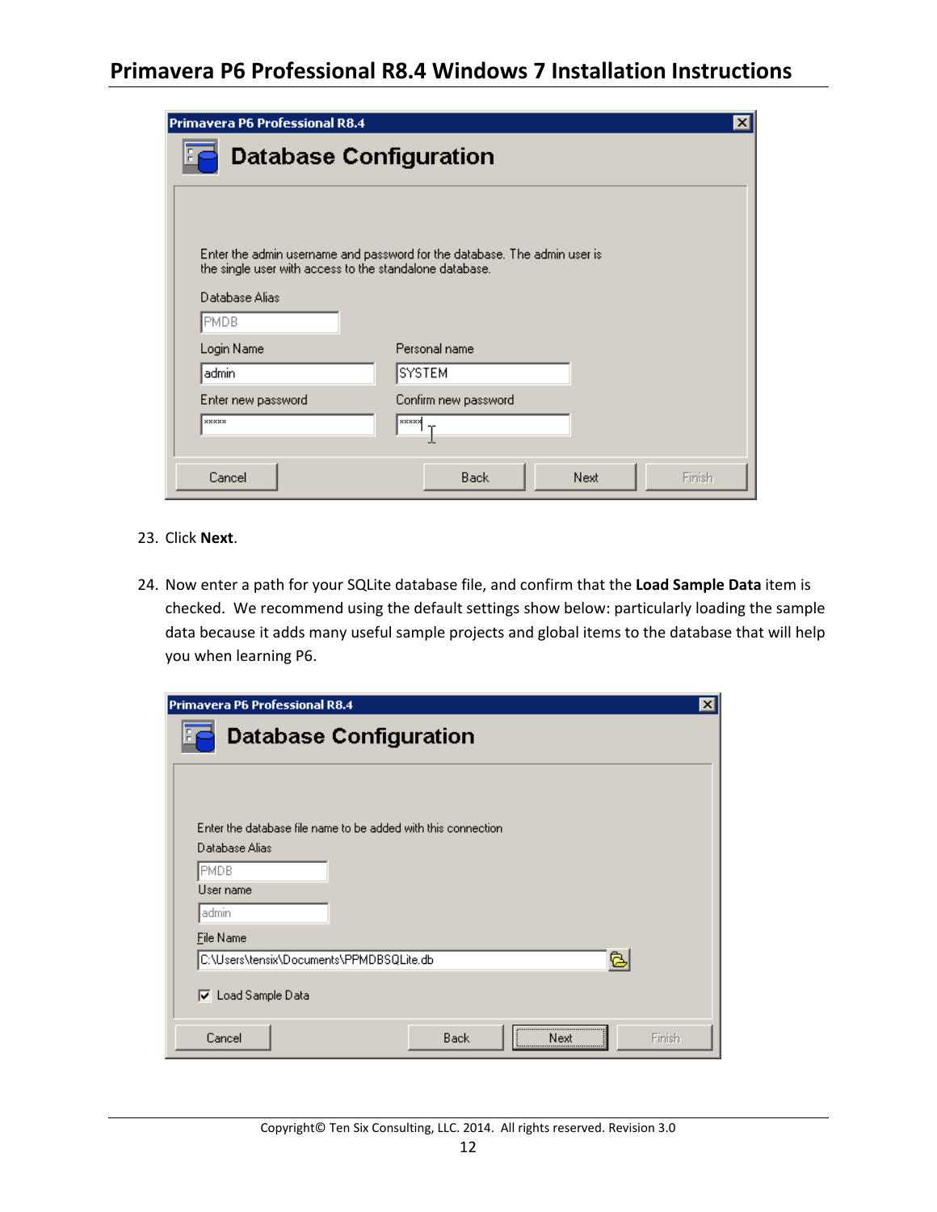23. Click **Next**.

24. Now enter a path for your SQLite database file, and confirm that the **Load Sample Data** item is checked. We recommend using the default settings show below: particularly loading the sample data because it adds many useful sample projects and global items to the database that will help you when learning P6.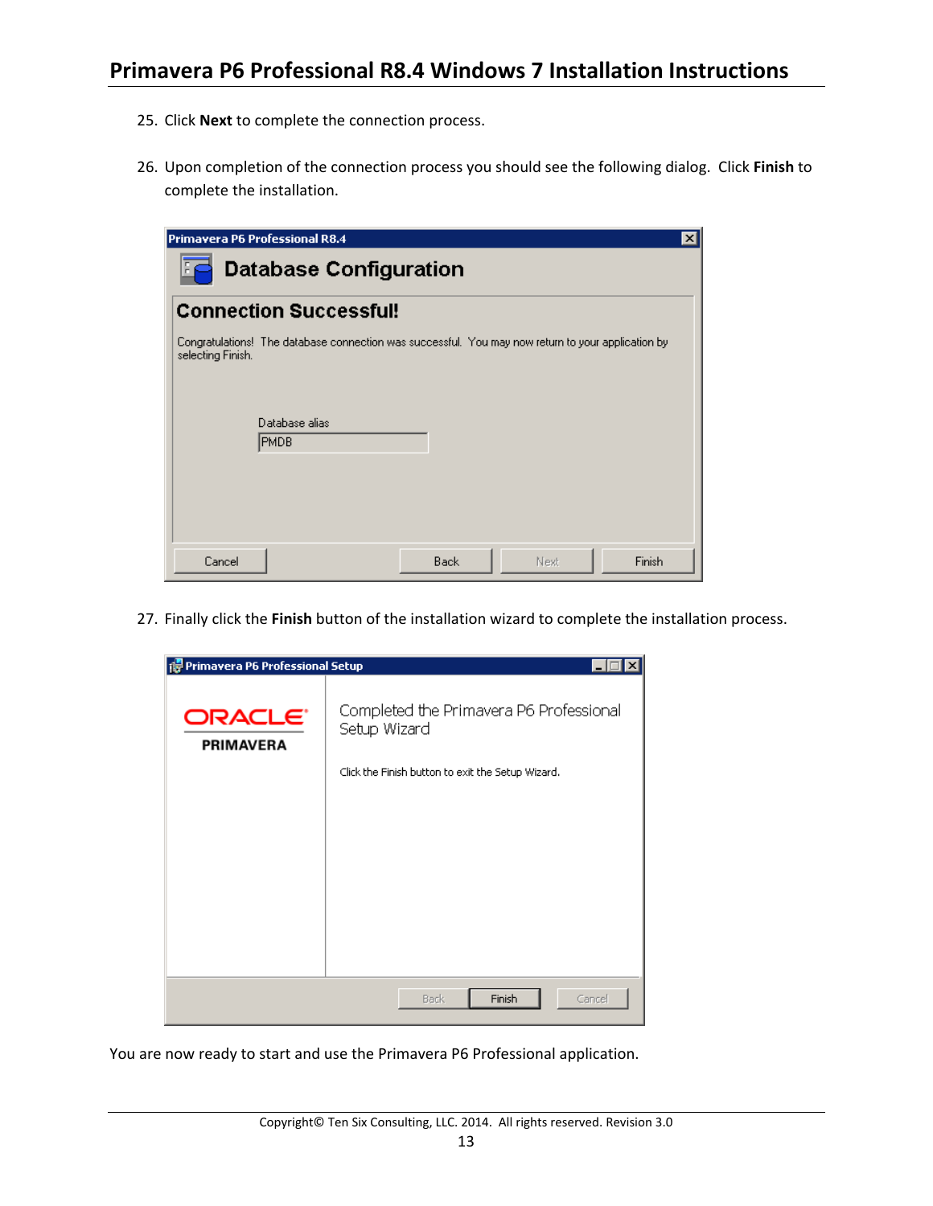25. Click **Next** to complete the connection process.

26. Upon completion of the connection process you should see the following dialog. Click **Finish** to complete the installation.

27. Finally click the **Finish** button of the installation wizard to complete the installation process.

You are now ready to start and use the Primavera P6 Professional application.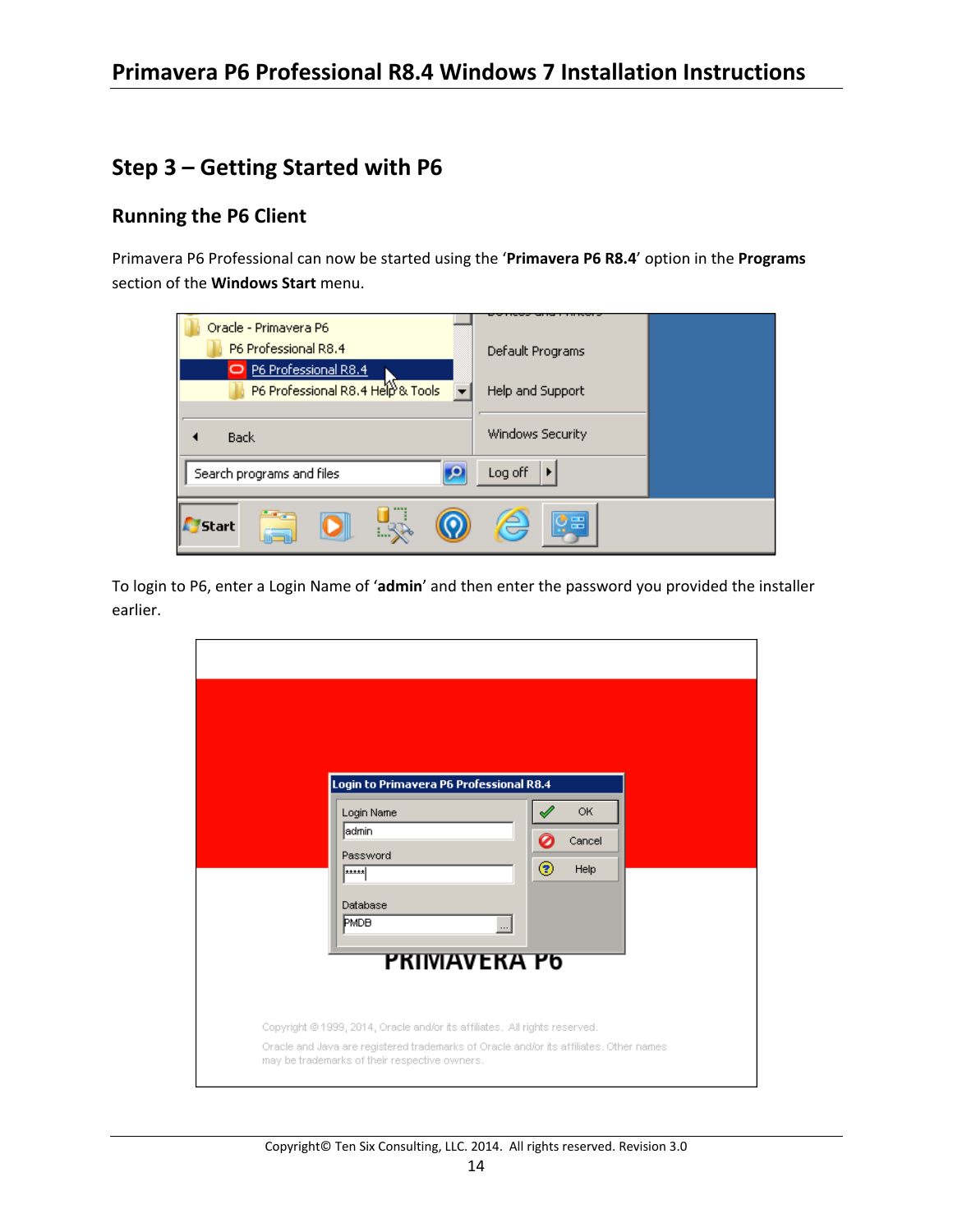## Step 3 – Getting Started with P6

### Running the P6 Client

Primavera P6 Professional can now be started using the '**Primavera P6 R8.4**' option in the **Programs** section of the **Windows Start** menu.

To login to P6, enter a Login Name of '**admin**' and then enter the password you provided the installer earlier.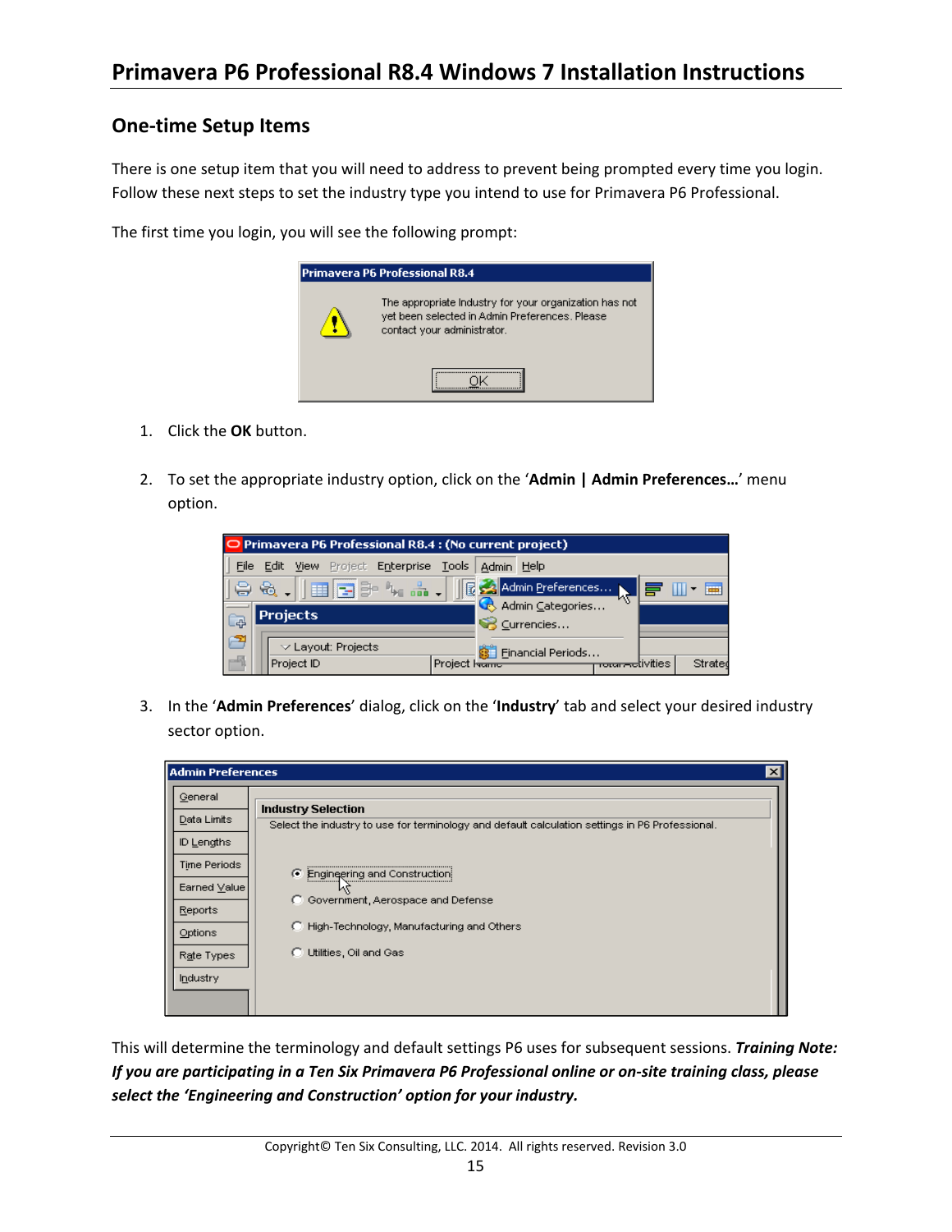## One-time Setup Items

There is one setup item that you will need to address to prevent being prompted every time you login. Follow these next steps to set the industry type you intend to use for Primavera P6 Professional.

The first time you login, you will see the following prompt:

1. Click the **OK** button.

2. To set the appropriate industry option, click on the '**Admin | Admin Preferences…**' menu option.

3. In the '**Admin Preferences**' dialog, click on the '**Industry**' tab and select your desired industry sector option.

This will determine the terminology and default settings P6 uses for subsequent sessions. ***Training Note: If you are participating in a Ten Six Primavera P6 Professional online or on-site training class, please select the 'Engineering and Construction' option for your industry.***